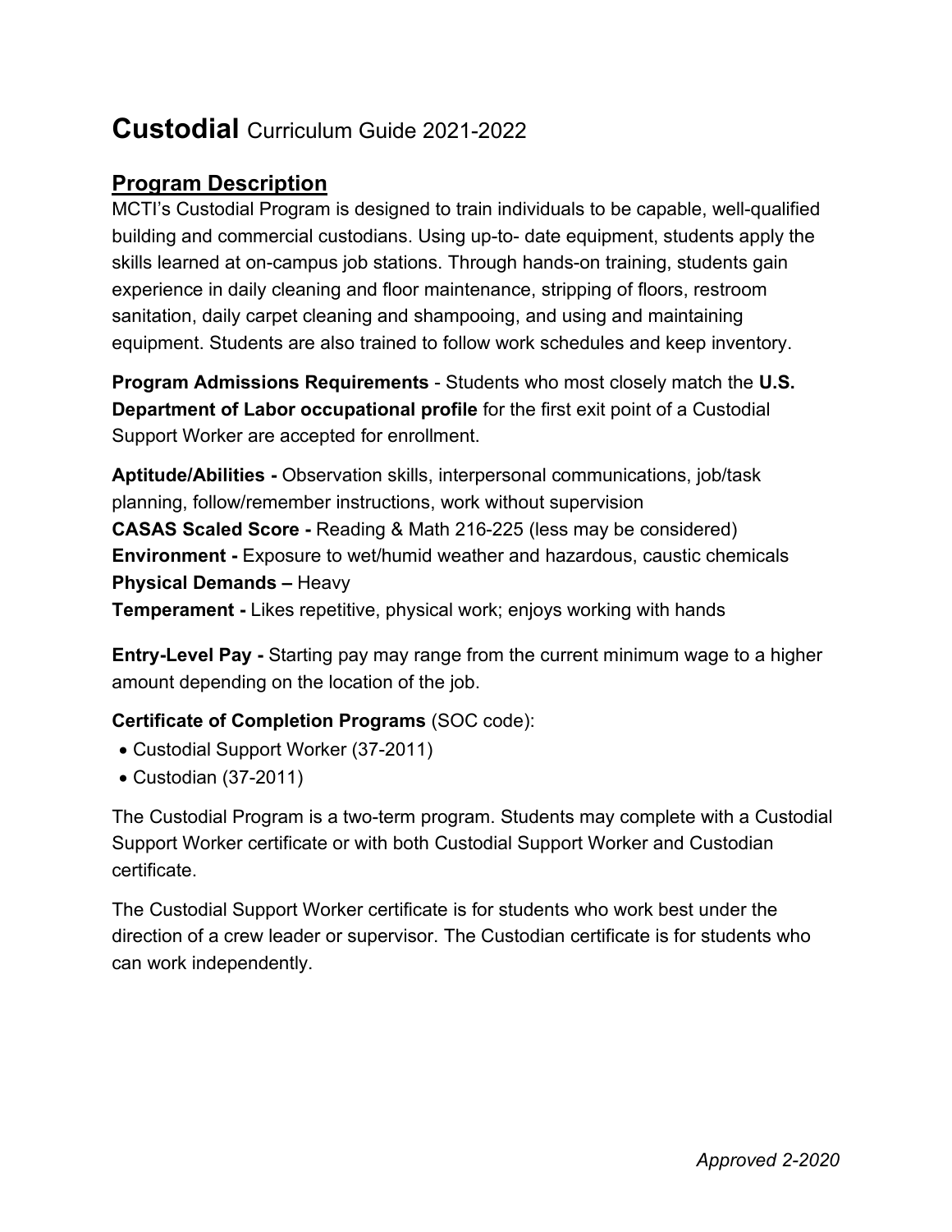# **Custodial** Curriculum Guide 2021-2022

## Program Description

MCTI's Custodial Program is designed to train individuals to be capable, well-qualified building and commercial custodians. Using up-to- date equipment, students apply the skills learned at on-campus job stations. Through hands-on training, students gain experience in daily cleaning and floor maintenance, stripping of floors, restroom sanitation, daily carpet cleaning and shampooing, and using and maintaining equipment. Students are also trained to follow work schedules and keep inventory.

**Program Admissions Requirements** - Students who most closely match the **U.S. Department of Labor occupational profile** for the first exit point of a Custodial Support Worker are accepted for enrollment.

**Aptitude/Abilities -** Observation skills, interpersonal communications, job/task planning, follow/remember instructions, work without supervision
**CASAS Scaled Score -** Reading & Math 216-225 (less may be considered)
**Environment -** Exposure to wet/humid weather and hazardous, caustic chemicals
**Physical Demands –** Heavy
**Temperament -** Likes repetitive, physical work; enjoys working with hands

**Entry-Level Pay -** Starting pay may range from the current minimum wage to a higher amount depending on the location of the job.

**Certificate of Completion Programs** (SOC code):

- Custodial Support Worker (37-2011)
- Custodian (37-2011)

The Custodial Program is a two-term program. Students may complete with a Custodial Support Worker certificate or with both Custodial Support Worker and Custodian certificate.

The Custodial Support Worker certificate is for students who work best under the direction of a crew leader or supervisor. The Custodian certificate is for students who can work independently.

*Approved 2-2020*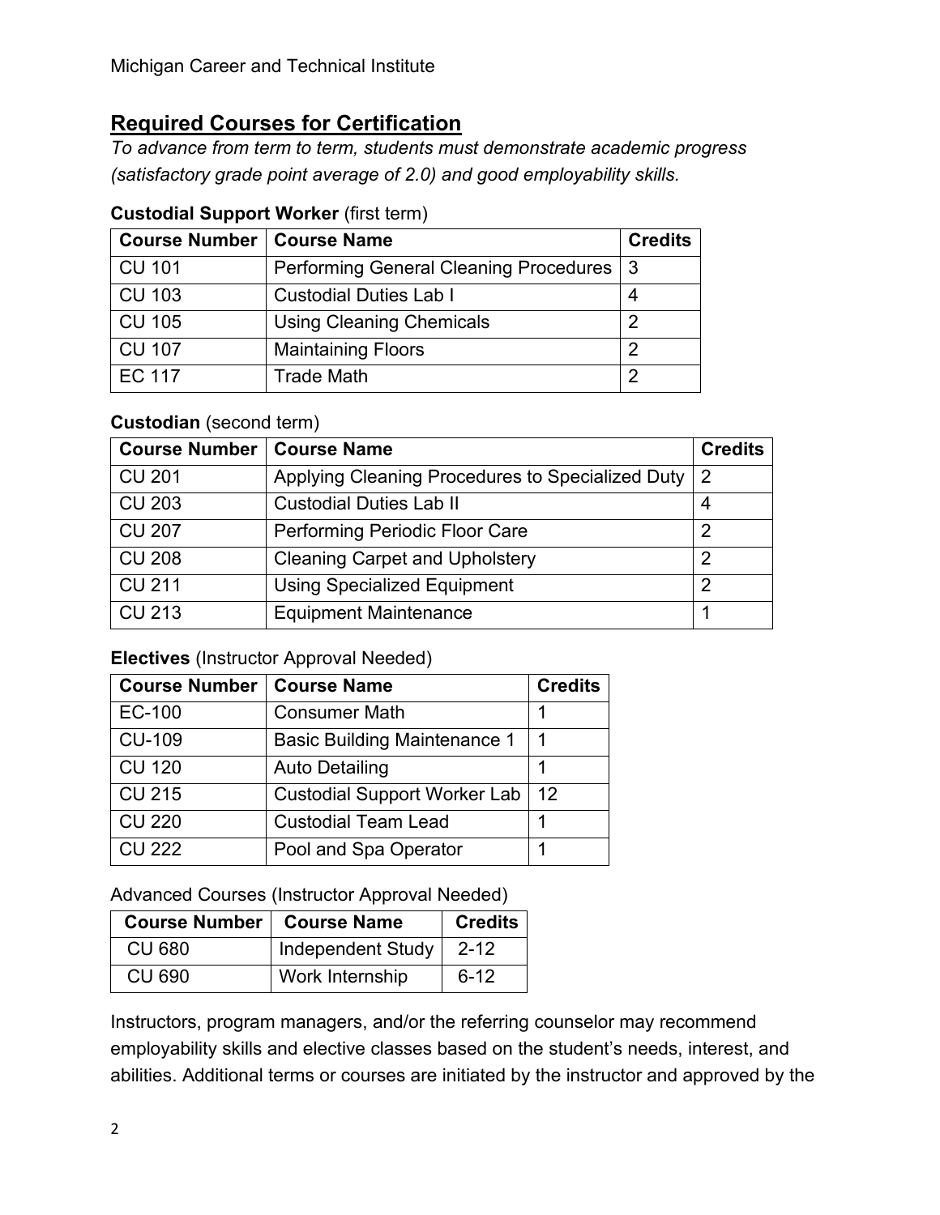## Required Courses for Certification

*To advance from term to term, students must demonstrate academic progress (satisfactory grade point average of 2.0) and good employability skills.*

**Custodial Support Worker** (first term)

| Course Number | Course Name | Credits |
|---|---|---|
| CU 101 | Performing General Cleaning Procedures | 3 |
| CU 103 | Custodial Duties Lab I | 4 |
| CU 105 | Using Cleaning Chemicals | 2 |
| CU 107 | Maintaining Floors | 2 |
| EC 117 | Trade Math | 2 |

**Custodian** (second term)

| Course Number | Course Name | Credits |
|---|---|---|
| CU 201 | Applying Cleaning Procedures to Specialized Duty | 2 |
| CU 203 | Custodial Duties Lab II | 4 |
| CU 207 | Performing Periodic Floor Care | 2 |
| CU 208 | Cleaning Carpet and Upholstery | 2 |
| CU 211 | Using Specialized Equipment | 2 |
| CU 213 | Equipment Maintenance | 1 |

**Electives** (Instructor Approval Needed)

| Course Number | Course Name | Credits |
|---|---|---|
| EC-100 | Consumer Math | 1 |
| CU-109 | Basic Building Maintenance 1 | 1 |
| CU 120 | Auto Detailing | 1 |
| CU 215 | Custodial Support Worker Lab | 12 |
| CU 220 | Custodial Team Lead | 1 |
| CU 222 | Pool and Spa Operator | 1 |

Advanced Courses (Instructor Approval Needed)

| Course Number | Course Name | Credits |
|---|---|---|
| CU 680 | Independent Study | 2-12 |
| CU 690 | Work Internship | 6-12 |

Instructors, program managers, and/or the referring counselor may recommend employability skills and elective classes based on the student's needs, interest, and abilities. Additional terms or courses are initiated by the instructor and approved by the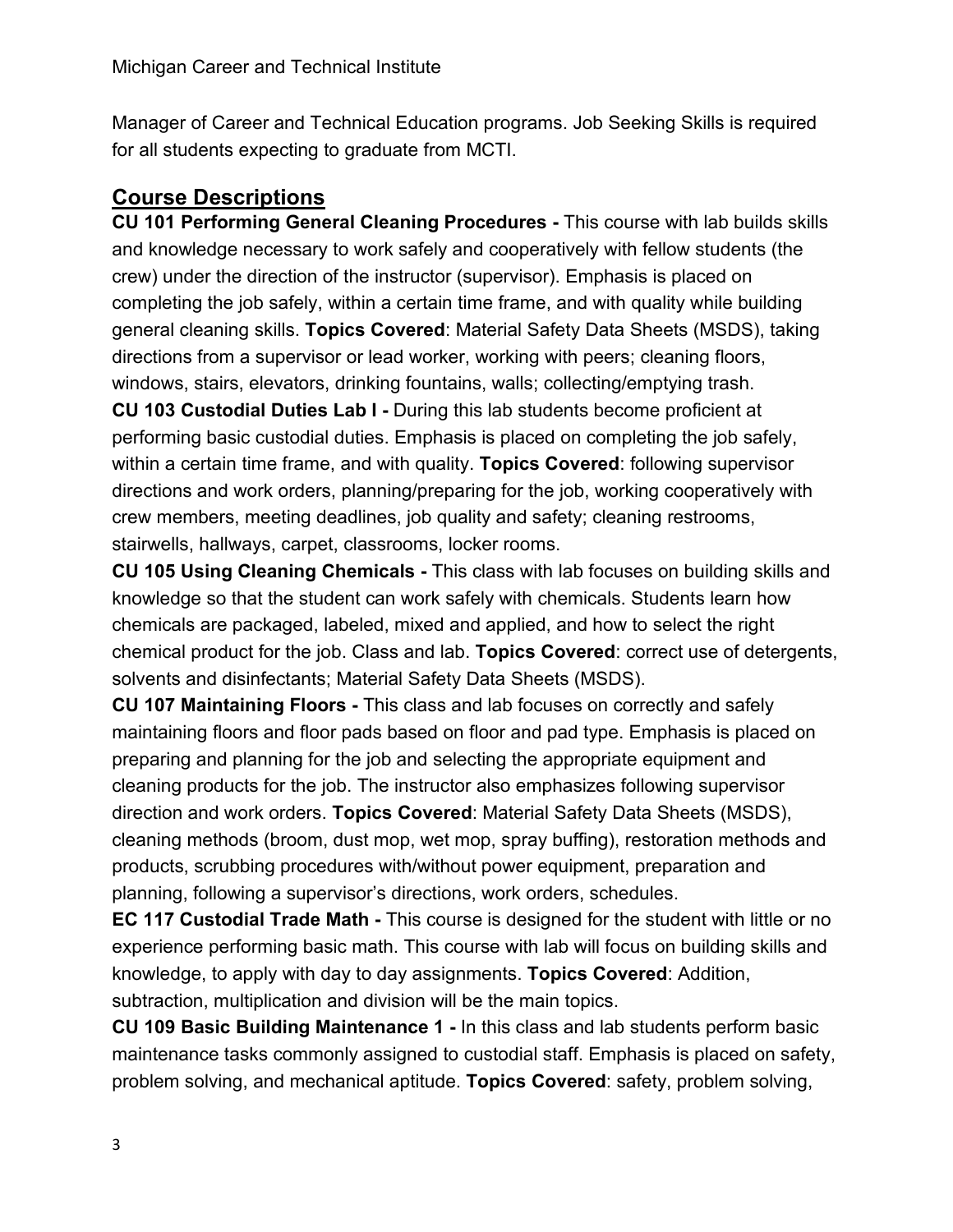Manager of Career and Technical Education programs. Job Seeking Skills is required for all students expecting to graduate from MCTI.

## Course Descriptions

**CU 101 Performing General Cleaning Procedures -** This course with lab builds skills and knowledge necessary to work safely and cooperatively with fellow students (the crew) under the direction of the instructor (supervisor). Emphasis is placed on completing the job safely, within a certain time frame, and with quality while building general cleaning skills. **Topics Covered**: Material Safety Data Sheets (MSDS), taking directions from a supervisor or lead worker, working with peers; cleaning floors, windows, stairs, elevators, drinking fountains, walls; collecting/emptying trash.

**CU 103 Custodial Duties Lab I -** During this lab students become proficient at performing basic custodial duties. Emphasis is placed on completing the job safely, within a certain time frame, and with quality. **Topics Covered**: following supervisor directions and work orders, planning/preparing for the job, working cooperatively with crew members, meeting deadlines, job quality and safety; cleaning restrooms, stairwells, hallways, carpet, classrooms, locker rooms.

**CU 105 Using Cleaning Chemicals -** This class with lab focuses on building skills and knowledge so that the student can work safely with chemicals. Students learn how chemicals are packaged, labeled, mixed and applied, and how to select the right chemical product for the job. Class and lab. **Topics Covered**: correct use of detergents, solvents and disinfectants; Material Safety Data Sheets (MSDS).

**CU 107 Maintaining Floors -** This class and lab focuses on correctly and safely maintaining floors and floor pads based on floor and pad type. Emphasis is placed on preparing and planning for the job and selecting the appropriate equipment and cleaning products for the job. The instructor also emphasizes following supervisor direction and work orders. **Topics Covered**: Material Safety Data Sheets (MSDS), cleaning methods (broom, dust mop, wet mop, spray buffing), restoration methods and products, scrubbing procedures with/without power equipment, preparation and planning, following a supervisor's directions, work orders, schedules.

**EC 117 Custodial Trade Math -** This course is designed for the student with little or no experience performing basic math. This course with lab will focus on building skills and knowledge, to apply with day to day assignments. **Topics Covered**: Addition, subtraction, multiplication and division will be the main topics.

**CU 109 Basic Building Maintenance 1 -** In this class and lab students perform basic maintenance tasks commonly assigned to custodial staff. Emphasis is placed on safety, problem solving, and mechanical aptitude. **Topics Covered**: safety, problem solving,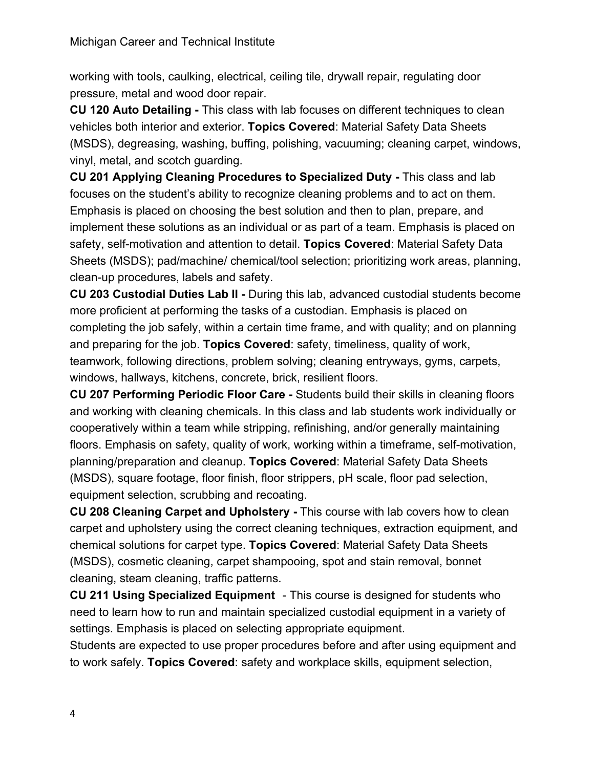working with tools, caulking, electrical, ceiling tile, drywall repair, regulating door pressure, metal and wood door repair.

**CU 120 Auto Detailing -** This class with lab focuses on different techniques to clean vehicles both interior and exterior. **Topics Covered**: Material Safety Data Sheets (MSDS), degreasing, washing, buffing, polishing, vacuuming; cleaning carpet, windows, vinyl, metal, and scotch guarding.

**CU 201 Applying Cleaning Procedures to Specialized Duty -** This class and lab focuses on the student's ability to recognize cleaning problems and to act on them. Emphasis is placed on choosing the best solution and then to plan, prepare, and implement these solutions as an individual or as part of a team. Emphasis is placed on safety, self-motivation and attention to detail. **Topics Covered**: Material Safety Data Sheets (MSDS); pad/machine/ chemical/tool selection; prioritizing work areas, planning, clean-up procedures, labels and safety.

**CU 203 Custodial Duties Lab II -** During this lab, advanced custodial students become more proficient at performing the tasks of a custodian. Emphasis is placed on completing the job safely, within a certain time frame, and with quality; and on planning and preparing for the job. **Topics Covered**: safety, timeliness, quality of work, teamwork, following directions, problem solving; cleaning entryways, gyms, carpets, windows, hallways, kitchens, concrete, brick, resilient floors.

**CU 207 Performing Periodic Floor Care -** Students build their skills in cleaning floors and working with cleaning chemicals. In this class and lab students work individually or cooperatively within a team while stripping, refinishing, and/or generally maintaining floors. Emphasis on safety, quality of work, working within a timeframe, self-motivation, planning/preparation and cleanup. **Topics Covered**: Material Safety Data Sheets (MSDS), square footage, floor finish, floor strippers, pH scale, floor pad selection, equipment selection, scrubbing and recoating.

**CU 208 Cleaning Carpet and Upholstery -** This course with lab covers how to clean carpet and upholstery using the correct cleaning techniques, extraction equipment, and chemical solutions for carpet type. **Topics Covered**: Material Safety Data Sheets (MSDS), cosmetic cleaning, carpet shampooing, spot and stain removal, bonnet cleaning, steam cleaning, traffic patterns.

**CU 211 Using Specialized Equipment** - This course is designed for students who need to learn how to run and maintain specialized custodial equipment in a variety of settings. Emphasis is placed on selecting appropriate equipment.
Students are expected to use proper procedures before and after using equipment and to work safely. **Topics Covered**: safety and workplace skills, equipment selection,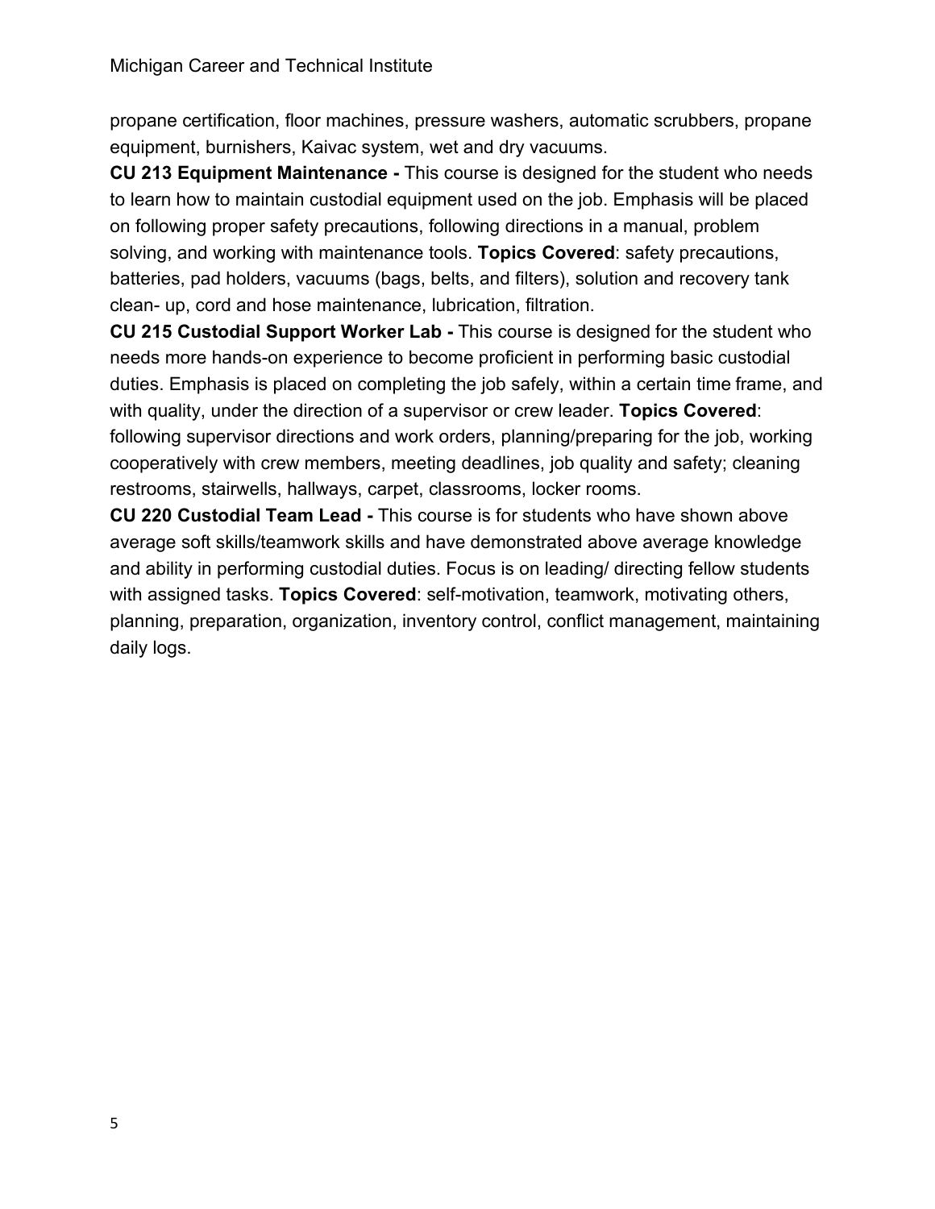propane certification, floor machines, pressure washers, automatic scrubbers, propane equipment, burnishers, Kaivac system, wet and dry vacuums.

**CU 213 Equipment Maintenance -** This course is designed for the student who needs to learn how to maintain custodial equipment used on the job. Emphasis will be placed on following proper safety precautions, following directions in a manual, problem solving, and working with maintenance tools. **Topics Covered**: safety precautions, batteries, pad holders, vacuums (bags, belts, and filters), solution and recovery tank clean- up, cord and hose maintenance, lubrication, filtration.

**CU 215 Custodial Support Worker Lab -** This course is designed for the student who needs more hands-on experience to become proficient in performing basic custodial duties. Emphasis is placed on completing the job safely, within a certain time frame, and with quality, under the direction of a supervisor or crew leader. **Topics Covered**: following supervisor directions and work orders, planning/preparing for the job, working cooperatively with crew members, meeting deadlines, job quality and safety; cleaning restrooms, stairwells, hallways, carpet, classrooms, locker rooms.

**CU 220 Custodial Team Lead -** This course is for students who have shown above average soft skills/teamwork skills and have demonstrated above average knowledge and ability in performing custodial duties. Focus is on leading/ directing fellow students with assigned tasks. **Topics Covered**: self-motivation, teamwork, motivating others, planning, preparation, organization, inventory control, conflict management, maintaining daily logs.